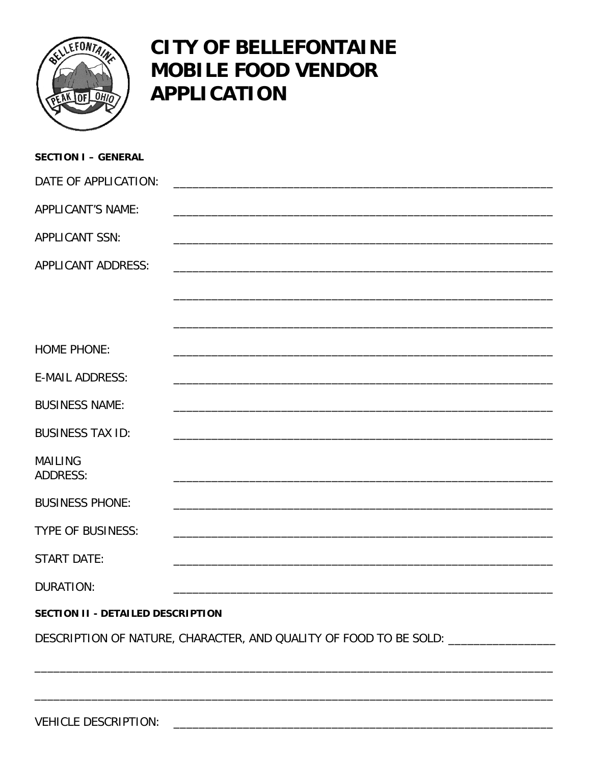# CITY OF BELLEFONTAINE MOBILE FOOD VENDOR APPLICATION

**SECTION I – GENERAL**

DATE OF APPLICATION: ______________________________________________

APPLICANT'S NAME: ______________________________________________

APPLICANT SSN: ______________________________________________

APPLICANT ADDRESS: ______________________________________________

______________________________________________

______________________________________________

HOME PHONE: ______________________________________________

E-MAIL ADDRESS: ______________________________________________

BUSINESS NAME: ______________________________________________

BUSINESS TAX ID: ______________________________________________

MAILING ADDRESS: ______________________________________________

BUSINESS PHONE: ______________________________________________

TYPE OF BUSINESS: ______________________________________________

START DATE: ______________________________________________

DURATION: ______________________________________________

**SECTION II - DETAILED DESCRIPTION**

DESCRIPTION OF NATURE, CHARACTER, AND QUALITY OF FOOD TO BE SOLD: ________________

______________________________________________________________________

______________________________________________________________________

VEHICLE DESCRIPTION: ______________________________________________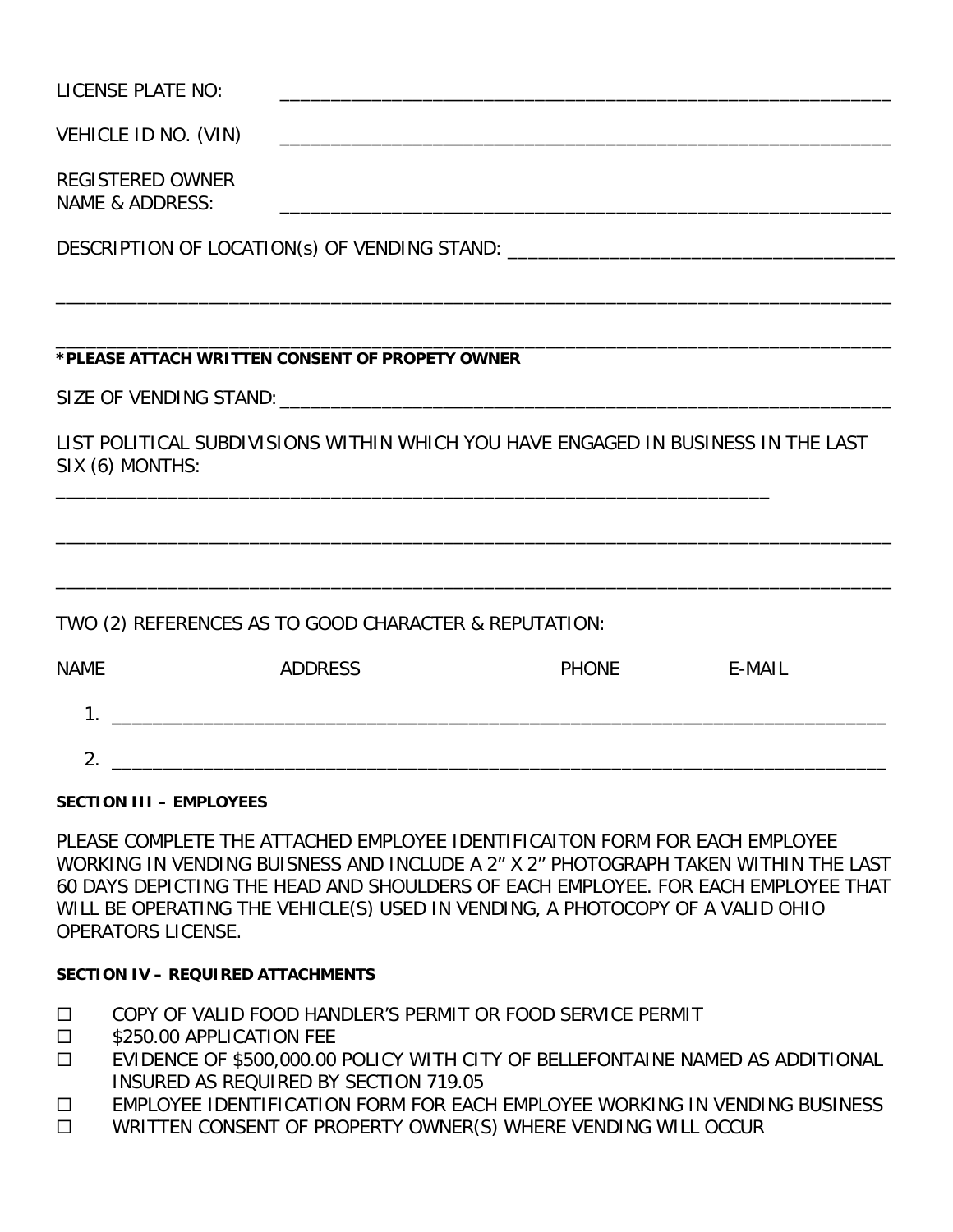LICENSE PLATE NO: ______________________________________________

VEHICLE ID NO. (VIN) ______________________________________________

REGISTERED OWNER
NAME & ADDRESS: ______________________________________________

DESCRIPTION OF LOCATION(s) OF VENDING STAND: ______________________________

______________________________________________________________________

______________________________________________________________________

**\*PLEASE ATTACH WRITTEN CONSENT OF PROPETY OWNER**

SIZE OF VENDING STAND: ______________________________________________

LIST POLITICAL SUBDIVISIONS WITHIN WHICH YOU HAVE ENGAGED IN BUSINESS IN THE LAST SIX (6) MONTHS:

____________________________________________________________

______________________________________________________________________

______________________________________________________________________

TWO (2) REFERENCES AS TO GOOD CHARACTER & REPUTATION:

| NAME | ADDRESS | PHONE | E-MAIL |
|---|---|---|---|
| 1. ______ | | | |
| 2. ______ | | | |

**SECTION III – EMPLOYEES**

PLEASE COMPLETE THE ATTACHED EMPLOYEE IDENTIFICAITON FORM FOR EACH EMPLOYEE WORKING IN VENDING BUISNESS AND INCLUDE A 2" X 2" PHOTOGRAPH TAKEN WITHIN THE LAST 60 DAYS DEPICTING THE HEAD AND SHOULDERS OF EACH EMPLOYEE. FOR EACH EMPLOYEE THAT WILL BE OPERATING THE VEHICLE(S) USED IN VENDING, A PHOTOCOPY OF A VALID OHIO OPERATORS LICENSE.

**SECTION IV – REQUIRED ATTACHMENTS**

- ☐ COPY OF VALID FOOD HANDLER'S PERMIT OR FOOD SERVICE PERMIT
- ☐ $250.00 APPLICATION FEE
- ☐ EVIDENCE OF $500,000.00 POLICY WITH CITY OF BELLEFONTAINE NAMED AS ADDITIONAL INSURED AS REQUIRED BY SECTION 719.05
- ☐ EMPLOYEE IDENTIFICATION FORM FOR EACH EMPLOYEE WORKING IN VENDING BUSINESS
- ☐ WRITTEN CONSENT OF PROPERTY OWNER(S) WHERE VENDING WILL OCCUR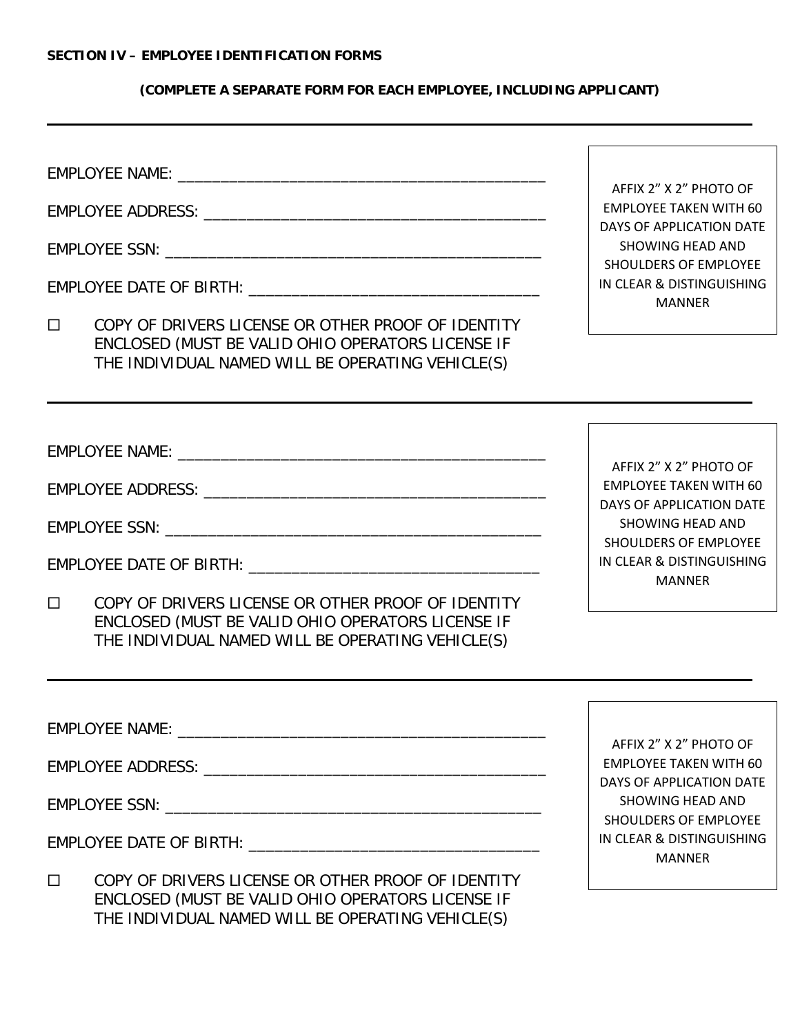**SECTION IV – EMPLOYEE IDENTIFICATION FORMS**

**(COMPLETE A SEPARATE FORM FOR EACH EMPLOYEE, INCLUDING APPLICANT)**

---

EMPLOYEE NAME: ___________________________________________

EMPLOYEE ADDRESS: ________________________________________

EMPLOYEE SSN: ____________________________________________

EMPLOYEE DATE OF BIRTH: __________________________________

☐ COPY OF DRIVERS LICENSE OR OTHER PROOF OF IDENTITY ENCLOSED (MUST BE VALID OHIO OPERATORS LICENSE IF THE INDIVIDUAL NAMED WILL BE OPERATING VEHICLE(S)

AFFIX 2" X 2" PHOTO OF EMPLOYEE TAKEN WITH 60 DAYS OF APPLICATION DATE SHOWING HEAD AND SHOULDERS OF EMPLOYEE IN CLEAR & DISTINGUISHING MANNER

---

EMPLOYEE NAME: ___________________________________________

EMPLOYEE ADDRESS: ________________________________________

EMPLOYEE SSN: ____________________________________________

EMPLOYEE DATE OF BIRTH: __________________________________

☐ COPY OF DRIVERS LICENSE OR OTHER PROOF OF IDENTITY ENCLOSED (MUST BE VALID OHIO OPERATORS LICENSE IF THE INDIVIDUAL NAMED WILL BE OPERATING VEHICLE(S)

AFFIX 2" X 2" PHOTO OF EMPLOYEE TAKEN WITH 60 DAYS OF APPLICATION DATE SHOWING HEAD AND SHOULDERS OF EMPLOYEE IN CLEAR & DISTINGUISHING MANNER

---

EMPLOYEE NAME: ___________________________________________

EMPLOYEE ADDRESS: ________________________________________

EMPLOYEE SSN: ____________________________________________

EMPLOYEE DATE OF BIRTH: __________________________________

☐ COPY OF DRIVERS LICENSE OR OTHER PROOF OF IDENTITY ENCLOSED (MUST BE VALID OHIO OPERATORS LICENSE IF THE INDIVIDUAL NAMED WILL BE OPERATING VEHICLE(S)

AFFIX 2" X 2" PHOTO OF EMPLOYEE TAKEN WITH 60 DAYS OF APPLICATION DATE SHOWING HEAD AND SHOULDERS OF EMPLOYEE IN CLEAR & DISTINGUISHING MANNER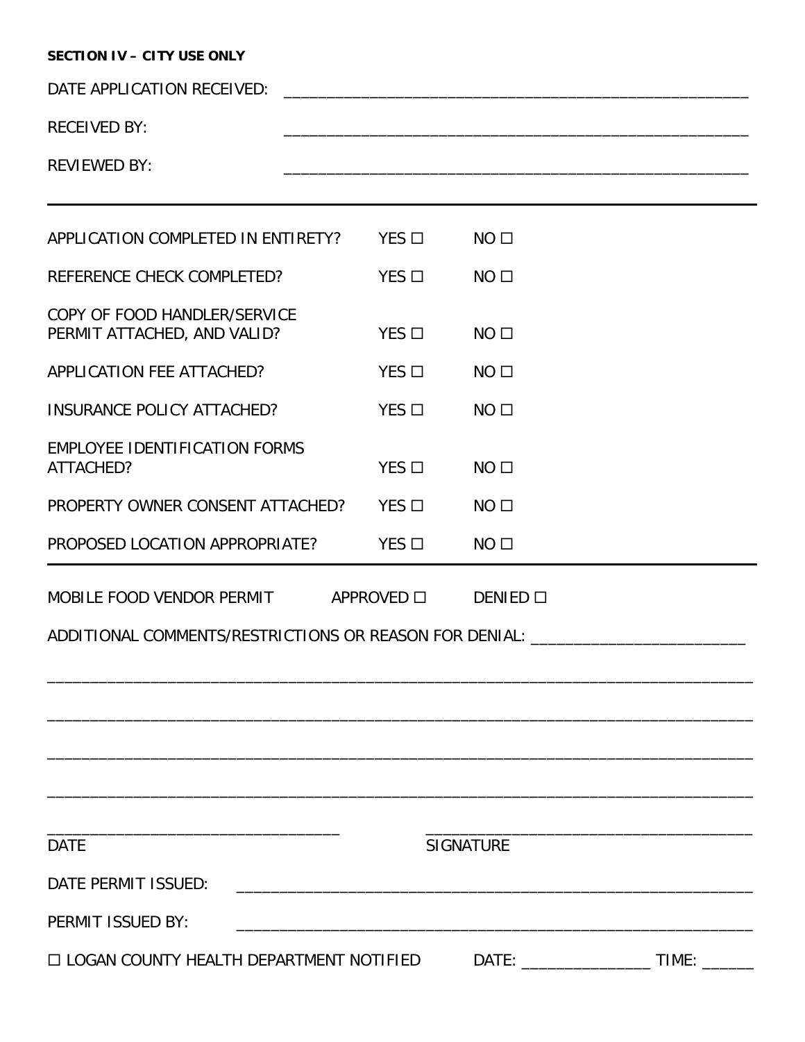**SECTION IV – CITY USE ONLY**

DATE APPLICATION RECEIVED: ____________________________________________________________

RECEIVED BY: ____________________________________________________________

REVIEWED BY: ____________________________________________________________

---

| | | |
|---|---|---|
| APPLICATION COMPLETED IN ENTIRETY? | YES ☐ | NO ☐ |
| REFERENCE CHECK COMPLETED? | YES ☐ | NO ☐ |
| COPY OF FOOD HANDLER/SERVICE PERMIT ATTACHED, AND VALID? | YES ☐ | NO ☐ |
| APPLICATION FEE ATTACHED? | YES ☐ | NO ☐ |
| INSURANCE POLICY ATTACHED? | YES ☐ | NO ☐ |
| EMPLOYEE IDENTIFICATION FORMS ATTACHED? | YES ☐ | NO ☐ |
| PROPERTY OWNER CONSENT ATTACHED? | YES ☐ | NO ☐ |
| PROPOSED LOCATION APPROPRIATE? | YES ☐ | NO ☐ |

---

MOBILE FOOD VENDOR PERMIT APPROVED ☐ DENIED ☐

ADDITIONAL COMMENTS/RESTRICTIONS OR REASON FOR DENIAL: __________________________

______________________________________________________________________________

______________________________________________________________________________

______________________________________________________________________________

______________________________________________________________________________

______________________________ ______________________________

DATE SIGNATURE

DATE PERMIT ISSUED: ____________________________________________________________

PERMIT ISSUED BY: ____________________________________________________________

☐ LOGAN COUNTY HEALTH DEPARTMENT NOTIFIED DATE: _______________ TIME: ______